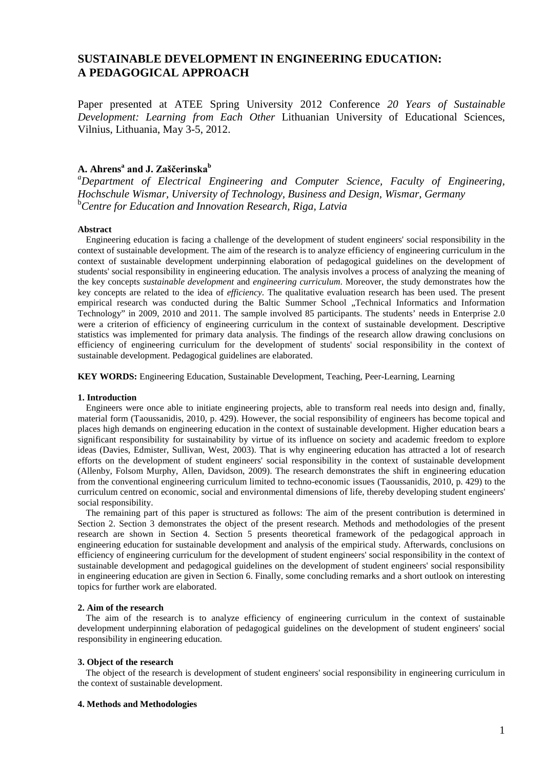# SUSTAINABLE DEVELOPMENT IN ENGINEERING EDUCATION: A PEDAGOGICAL APPROACH

Paper presented at ATEE Spring University 2012 Conference *20 Years of Sustainable Development: Learning from Each Other* Lithuanian University of Educational Sciences, Vilnius, Lithuania, May 3-5, 2012.

**A. Ahrens[a] and J. Zaščerinska[b]**

[a]*Department of Electrical Engineering and Computer Science, Faculty of Engineering, Hochschule Wismar, University of Technology, Business and Design, Wismar, Germany*
[b]*Centre for Education and Innovation Research, Riga, Latvia*

**Abstract**

Engineering education is facing a challenge of the development of student engineers' social responsibility in the context of sustainable development. The aim of the research is to analyze efficiency of engineering curriculum in the context of sustainable development underpinning elaboration of pedagogical guidelines on the development of students' social responsibility in engineering education. The analysis involves a process of analyzing the meaning of the key concepts *sustainable development* and *engineering curriculum*. Moreover, the study demonstrates how the key concepts are related to the idea of *efficiency*. The qualitative evaluation research has been used. The present empirical research was conducted during the Baltic Summer School „Technical Informatics and Information Technology" in 2009, 2010 and 2011. The sample involved 85 participants. The students' needs in Enterprise 2.0 were a criterion of efficiency of engineering curriculum in the context of sustainable development. Descriptive statistics was implemented for primary data analysis. The findings of the research allow drawing conclusions on efficiency of engineering curriculum for the development of students' social responsibility in the context of sustainable development. Pedagogical guidelines are elaborated.

**KEY WORDS:** Engineering Education, Sustainable Development, Teaching, Peer-Learning, Learning

## 1. Introduction

Engineers were once able to initiate engineering projects, able to transform real needs into design and, finally, material form (Taoussanidis, 2010, p. 429). However, the social responsibility of engineers has become topical and places high demands on engineering education in the context of sustainable development. Higher education bears a significant responsibility for sustainability by virtue of its influence on society and academic freedom to explore ideas (Davies, Edmister, Sullivan, West, 2003). That is why engineering education has attracted a lot of research efforts on the development of student engineers' social responsibility in the context of sustainable development (Allenby, Folsom Murphy, Allen, Davidson, 2009). The research demonstrates the shift in engineering education from the conventional engineering curriculum limited to techno-economic issues (Taoussanidis, 2010, p. 429) to the curriculum centred on economic, social and environmental dimensions of life, thereby developing student engineers' social responsibility.

The remaining part of this paper is structured as follows: The aim of the present contribution is determined in Section 2. Section 3 demonstrates the object of the present research. Methods and methodologies of the present research are shown in Section 4. Section 5 presents theoretical framework of the pedagogical approach in engineering education for sustainable development and analysis of the empirical study. Afterwards, conclusions on efficiency of engineering curriculum for the development of student engineers' social responsibility in the context of sustainable development and pedagogical guidelines on the development of student engineers' social responsibility in engineering education are given in Section 6. Finally, some concluding remarks and a short outlook on interesting topics for further work are elaborated.

## 2. Aim of the research

The aim of the research is to analyze efficiency of engineering curriculum in the context of sustainable development underpinning elaboration of pedagogical guidelines on the development of student engineers' social responsibility in engineering education.

## 3. Object of the research

The object of the research is development of student engineers' social responsibility in engineering curriculum in the context of sustainable development.

## 4. Methods and Methodologies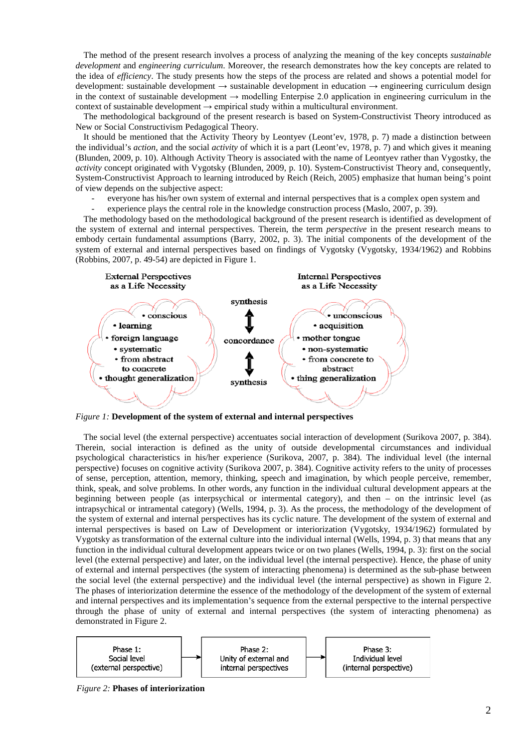The method of the present research involves a process of analyzing the meaning of the key concepts *sustainable development* and *engineering curriculum*. Moreover, the research demonstrates how the key concepts are related to the idea of *efficiency*. The study presents how the steps of the process are related and shows a potential model for development: sustainable development → sustainable development in education → engineering curriculum design in the context of sustainable development → modelling Enterpise 2.0 application in engineering curriculum in the context of sustainable development → empirical study within a multicultural environment.

The methodological background of the present research is based on System-Constructivist Theory introduced as New or Social Constructivism Pedagogical Theory.

It should be mentioned that the Activity Theory by Leontyev (Leont'ev, 1978, p. 7) made a distinction between the individual's *action*, and the social *activity* of which it is a part (Leont'ev, 1978, p. 7) and which gives it meaning (Blunden, 2009, p. 10). Although Activity Theory is associated with the name of Leontyev rather than Vygostky, the *activity* concept originated with Vygotsky (Blunden, 2009, p. 10). System-Constructivist Theory and, consequently, System-Constructivist Approach to learning introduced by Reich (Reich, 2005) emphasize that human being's point of view depends on the subjective aspect:

- everyone has his/her own system of external and internal perspectives that is a complex open system and
- experience plays the central role in the knowledge construction process (Maslo, 2007, p. 39).

The methodology based on the methodological background of the present research is identified as development of the system of external and internal perspectives. Therein, the term *perspective* in the present research means to embody certain fundamental assumptions (Barry, 2002, p. 3). The initial components of the development of the system of external and internal perspectives based on findings of Vygotsky (Vygotsky, 1934/1962) and Robbins (Robbins, 2007, p. 49-54) are depicted in Figure 1.

| External Perspectives as a Life Necessity | | Internal Perspectives as a Life Necessity |
|---|---|---|
| • conscious | synthesis | • unconscious |
| • learning | ↕ | • acquisition |
| • foreign language | concordance | • mother tongue |
| • systematic | ↕ | • non-systematic |
| • from abstract to concrete | | • from concrete to abstract |
| • thought generalization | synthesis | • thing generalization |

*Figure 1:* **Development of the system of external and internal perspectives**

The social level (the external perspective) accentuates social interaction of development (Surikova 2007, p. 384). Therein, social interaction is defined as the unity of outside developmental circumstances and individual psychological characteristics in his/her experience (Surikova, 2007, p. 384). The individual level (the internal perspective) focuses on cognitive activity (Surikova 2007, p. 384). Cognitive activity refers to the unity of processes of sense, perception, attention, memory, thinking, speech and imagination, by which people perceive, remember, think, speak, and solve problems. In other words, any function in the individual cultural development appears at the beginning between people (as interpsychical or intermental category), and then – on the intrinsic level (as intrapsychical or intramental category) (Wells, 1994, p. 3). As the process, the methodology of the system of external and internal perspectives has its cyclic nature. The development of the system of external and internal perspectives is based on Law of Development or interiorization (Vygotsky, 1934/1962) formulated by Vygotsky as transformation of the external culture into the individual internal (Wells, 1994, p. 3) that means that any function in the individual cultural development appears twice or on two planes (Wells, 1994, p. 3): first on the social level (the external perspective) and later, on the individual level (the internal perspective). Hence, the phase of unity of external and internal perspectives (the system of interacting phenomena) is determined as the sub-phase between the social level (the external perspective) and the individual level (the internal perspective) as shown in Figure 2. The phases of interiorization determine the essence of the methodology of the development of the system of external and internal perspectives and its implementation's sequence from the external perspective to the internal perspective through the phase of unity of external and internal perspectives (the system of interacting phenomena) as demonstrated in Figure 2.

Phase 1: Social level (external perspective) → Phase 2: Unity of external and internal perspectives → Phase 3: Individual level (internal perspective)

*Figure 2:* **Phases of interiorization**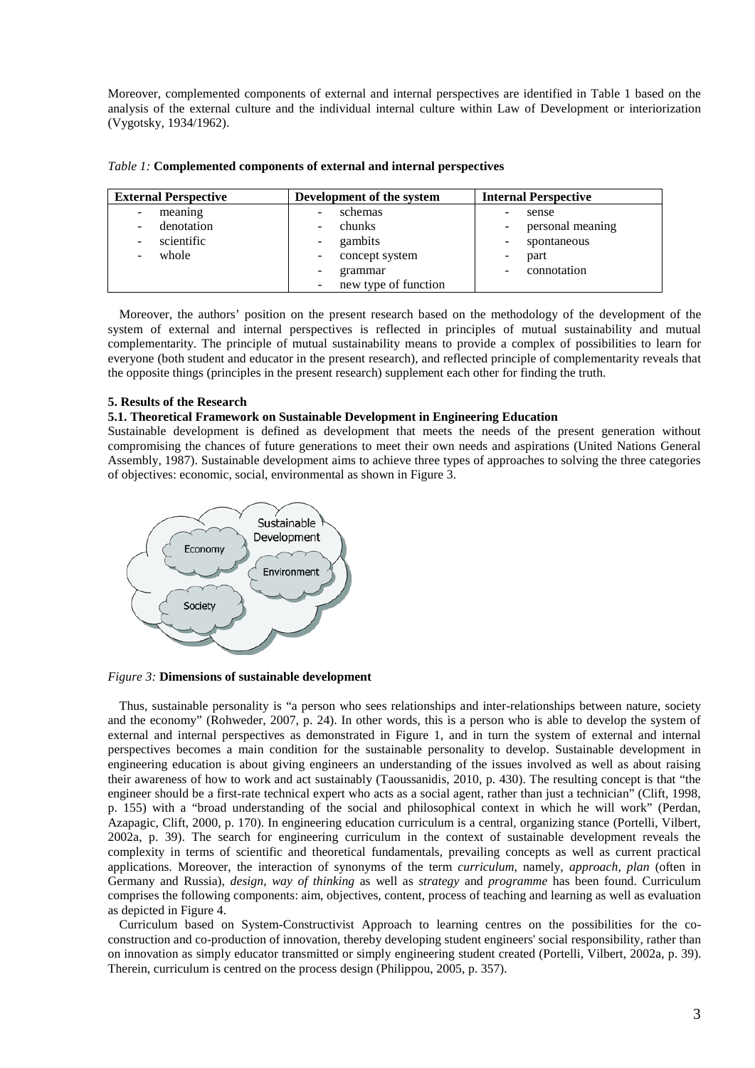Moreover, complemented components of external and internal perspectives are identified in Table 1 based on the analysis of the external culture and the individual internal culture within Law of Development or interiorization (Vygotsky, 1934/1962).

*Table 1:* **Complemented components of external and internal perspectives**

| External Perspective | Development of the system | Internal Perspective |
|---|---|---|
| - meaning<br>- denotation<br>- scientific<br>- whole | - schemas<br>- chunks<br>- gambits<br>- concept system<br>- grammar<br>- new type of function | - sense<br>- personal meaning<br>- spontaneous<br>- part<br>- connotation |

Moreover, the authors' position on the present research based on the methodology of the development of the system of external and internal perspectives is reflected in principles of mutual sustainability and mutual complementarity. The principle of mutual sustainability means to provide a complex of possibilities to learn for everyone (both student and educator in the present research), and reflected principle of complementarity reveals that the opposite things (principles in the present research) supplement each other for finding the truth.

### 5. Results of the Research

#### 5.1. Theoretical Framework on Sustainable Development in Engineering Education

Sustainable development is defined as development that meets the needs of the present generation without compromising the chances of future generations to meet their own needs and aspirations (United Nations General Assembly, 1987). Sustainable development aims to achieve three types of approaches to solving the three categories of objectives: economic, social, environmental as shown in Figure 3.

*Figure 3:* **Dimensions of sustainable development**

Thus, sustainable personality is "a person who sees relationships and inter-relationships between nature, society and the economy" (Rohweder, 2007, p. 24). In other words, this is a person who is able to develop the system of external and internal perspectives as demonstrated in Figure 1, and in turn the system of external and internal perspectives becomes a main condition for the sustainable personality to develop. Sustainable development in engineering education is about giving engineers an understanding of the issues involved as well as about raising their awareness of how to work and act sustainably (Taoussanidis, 2010, p. 430). The resulting concept is that "the engineer should be a first-rate technical expert who acts as a social agent, rather than just a technician" (Clift, 1998, p. 155) with a "broad understanding of the social and philosophical context in which he will work" (Perdan, Azapagic, Clift, 2000, p. 170). In engineering education curriculum is a central, organizing stance (Portelli, Vilbert, 2002a, p. 39). The search for engineering curriculum in the context of sustainable development reveals the complexity in terms of scientific and theoretical fundamentals, prevailing concepts as well as current practical applications. Moreover, the interaction of synonyms of the term *curriculum,* namely, *approach, plan* (often in Germany and Russia), *design*, *way of thinking* as well as *strategy* and *programme* has been found. Curriculum comprises the following components: aim, objectives, content, process of teaching and learning as well as evaluation as depicted in Figure 4.

Curriculum based on System-Constructivist Approach to learning centres on the possibilities for the co-construction and co-production of innovation, thereby developing student engineers' social responsibility, rather than on innovation as simply educator transmitted or simply engineering student created (Portelli, Vilbert, 2002a, p. 39). Therein, curriculum is centred on the process design (Philippou, 2005, p. 357).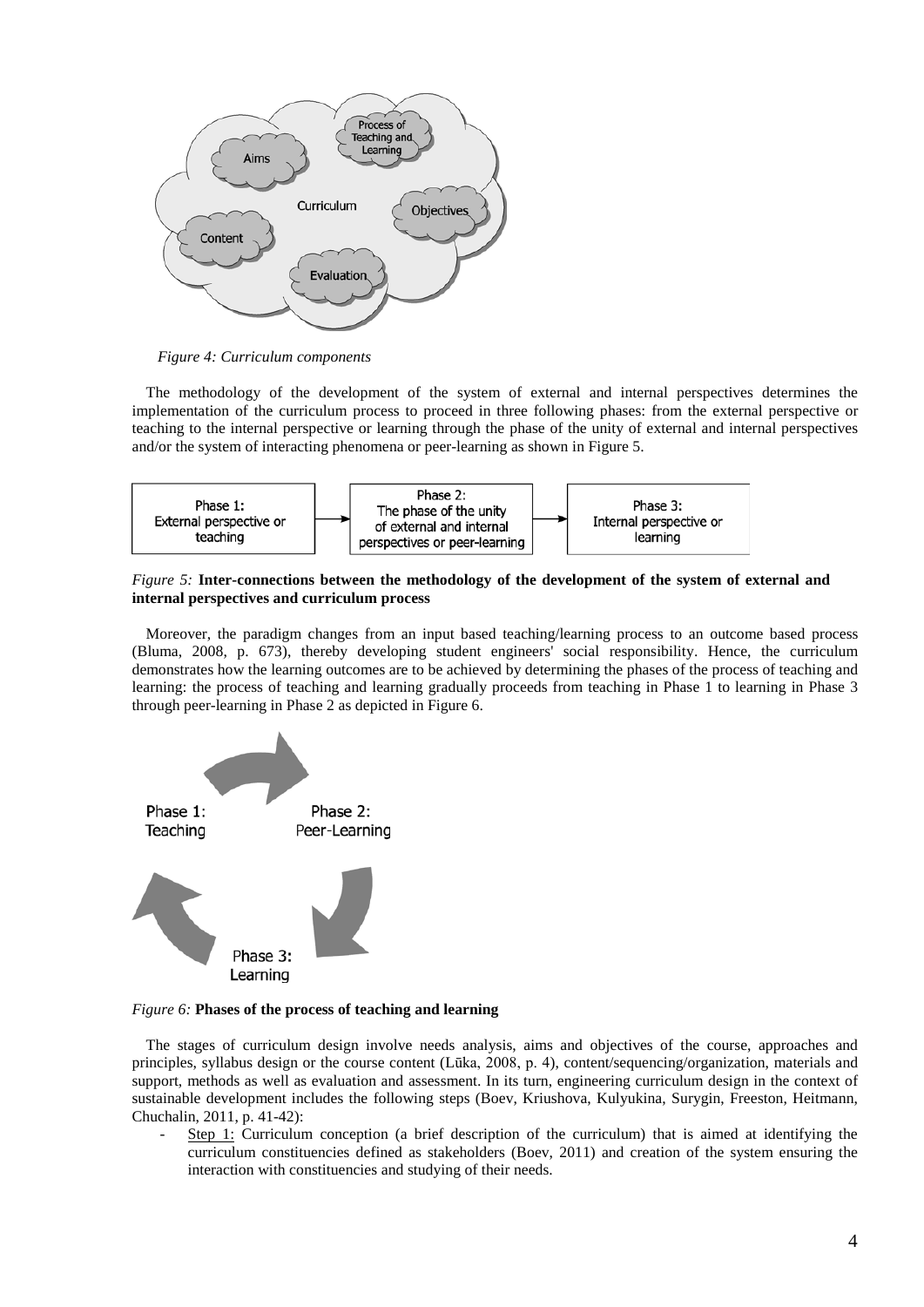*Figure 4: Curriculum components*

The methodology of the development of the system of external and internal perspectives determines the implementation of the curriculum process to proceed in three following phases: from the external perspective or teaching to the internal perspective or learning through the phase of the unity of external and internal perspectives and/or the system of interacting phenomena or peer-learning as shown in Figure 5.

*Figure 5:* **Inter-connections between the methodology of the development of the system of external and internal perspectives and curriculum process**

Moreover, the paradigm changes from an input based teaching/learning process to an outcome based process (Bluma, 2008, p. 673), thereby developing student engineers' social responsibility. Hence, the curriculum demonstrates how the learning outcomes are to be achieved by determining the phases of the process of teaching and learning: the process of teaching and learning gradually proceeds from teaching in Phase 1 to learning in Phase 3 through peer-learning in Phase 2 as depicted in Figure 6.

*Figure 6:* **Phases of the process of teaching and learning**

The stages of curriculum design involve needs analysis, aims and objectives of the course, approaches and principles, syllabus design or the course content (Lūka, 2008, p. 4), content/sequencing/organization, materials and support, methods as well as evaluation and assessment. In its turn, engineering curriculum design in the context of sustainable development includes the following steps (Boev, Kriushova, Kulyukina, Surygin, Freeston, Heitmann, Chuchalin, 2011, p. 41-42):

- Step 1: Curriculum conception (a brief description of the curriculum) that is aimed at identifying the curriculum constituencies defined as stakeholders (Boev, 2011) and creation of the system ensuring the interaction with constituencies and studying of their needs.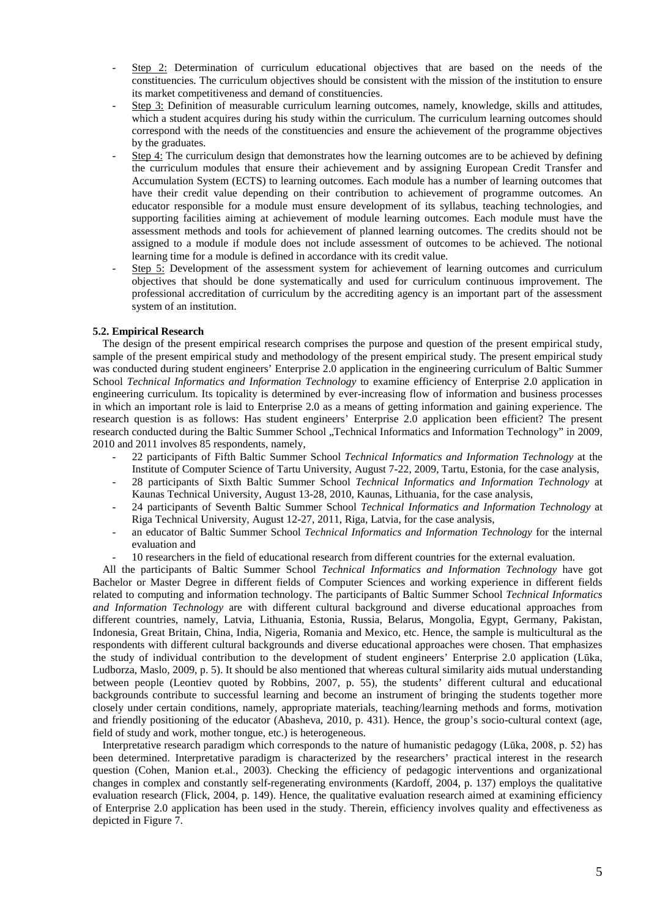- Step 2: Determination of curriculum educational objectives that are based on the needs of the constituencies. The curriculum objectives should be consistent with the mission of the institution to ensure its market competitiveness and demand of constituencies.
- Step 3: Definition of measurable curriculum learning outcomes, namely, knowledge, skills and attitudes, which a student acquires during his study within the curriculum. The curriculum learning outcomes should correspond with the needs of the constituencies and ensure the achievement of the programme objectives by the graduates.
- Step 4: The curriculum design that demonstrates how the learning outcomes are to be achieved by defining the curriculum modules that ensure their achievement and by assigning European Credit Transfer and Accumulation System (ECTS) to learning outcomes. Each module has a number of learning outcomes that have their credit value depending on their contribution to achievement of programme outcomes. An educator responsible for a module must ensure development of its syllabus, teaching technologies, and supporting facilities aiming at achievement of module learning outcomes. Each module must have the assessment methods and tools for achievement of planned learning outcomes. The credits should not be assigned to a module if module does not include assessment of outcomes to be achieved. The notional learning time for a module is defined in accordance with its credit value.
- Step 5: Development of the assessment system for achievement of learning outcomes and curriculum objectives that should be done systematically and used for curriculum continuous improvement. The professional accreditation of curriculum by the accrediting agency is an important part of the assessment system of an institution.

**5.2. Empirical Research**

The design of the present empirical research comprises the purpose and question of the present empirical study, sample of the present empirical study and methodology of the present empirical study. The present empirical study was conducted during student engineers' Enterprise 2.0 application in the engineering curriculum of Baltic Summer School *Technical Informatics and Information Technology* to examine efficiency of Enterprise 2.0 application in engineering curriculum. Its topicality is determined by ever-increasing flow of information and business processes in which an important role is laid to Enterprise 2.0 as a means of getting information and gaining experience. The research question is as follows: Has student engineers' Enterprise 2.0 application been efficient? The present research conducted during the Baltic Summer School „Technical Informatics and Information Technology" in 2009, 2010 and 2011 involves 85 respondents, namely,

- 22 participants of Fifth Baltic Summer School *Technical Informatics and Information Technology* at the Institute of Computer Science of Tartu University, August 7-22, 2009, Tartu, Estonia, for the case analysis,
- 28 participants of Sixth Baltic Summer School *Technical Informatics and Information Technology* at Kaunas Technical University, August 13-28, 2010, Kaunas, Lithuania, for the case analysis,
- 24 participants of Seventh Baltic Summer School *Technical Informatics and Information Technology* at Riga Technical University, August 12-27, 2011, Riga, Latvia, for the case analysis,
- an educator of Baltic Summer School *Technical Informatics and Information Technology* for the internal evaluation and
- 10 researchers in the field of educational research from different countries for the external evaluation.

All the participants of Baltic Summer School *Technical Informatics and Information Technology* have got Bachelor or Master Degree in different fields of Computer Sciences and working experience in different fields related to computing and information technology. The participants of Baltic Summer School *Technical Informatics and Information Technology* are with different cultural background and diverse educational approaches from different countries, namely, Latvia, Lithuania, Estonia, Russia, Belarus, Mongolia, Egypt, Germany, Pakistan, Indonesia, Great Britain, China, India, Nigeria, Romania and Mexico, etc. Hence, the sample is multicultural as the respondents with different cultural backgrounds and diverse educational approaches were chosen. That emphasizes the study of individual contribution to the development of student engineers' Enterprise 2.0 application (Lūka, Ludborza, Maslo, 2009, p. 5). It should be also mentioned that whereas cultural similarity aids mutual understanding between people (Leontiev quoted by Robbins, 2007, p. 55), the students' different cultural and educational backgrounds contribute to successful learning and become an instrument of bringing the students together more closely under certain conditions, namely, appropriate materials, teaching/learning methods and forms, motivation and friendly positioning of the educator (Abasheva, 2010, p. 431). Hence, the group's socio-cultural context (age, field of study and work, mother tongue, etc.) is heterogeneous.

Interpretative research paradigm which corresponds to the nature of humanistic pedagogy (Lūka, 2008, p. 52) has been determined. Interpretative paradigm is characterized by the researchers' practical interest in the research question (Cohen, Manion et.al., 2003). Checking the efficiency of pedagogic interventions and organizational changes in complex and constantly self-regenerating environments (Kardoff, 2004, p. 137) employs the qualitative evaluation research (Flick, 2004, p. 149). Hence, the qualitative evaluation research aimed at examining efficiency of Enterprise 2.0 application has been used in the study. Therein, efficiency involves quality and effectiveness as depicted in Figure 7.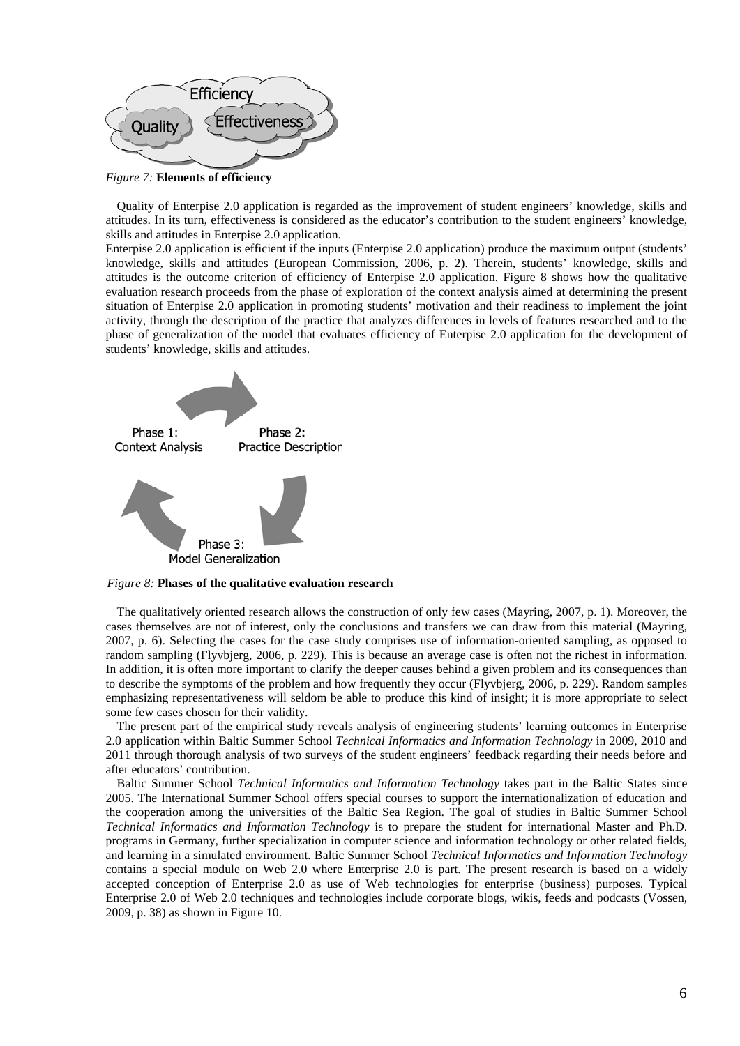Efficiency

Quality

Effectiveness

*Figure 7:* **Elements of efficiency**

Quality of Enterpise 2.0 application is regarded as the improvement of student engineers' knowledge, skills and attitudes. In its turn, effectiveness is considered as the educator's contribution to the student engineers' knowledge, skills and attitudes in Enterpise 2.0 application.

Enterpise 2.0 application is efficient if the inputs (Enterpise 2.0 application) produce the maximum output (students' knowledge, skills and attitudes (European Commission, 2006, p. 2). Therein, students' knowledge, skills and attitudes is the outcome criterion of efficiency of Enterpise 2.0 application. Figure 8 shows how the qualitative evaluation research proceeds from the phase of exploration of the context analysis aimed at determining the present situation of Enterpise 2.0 application in promoting students' motivation and their readiness to implement the joint activity, through the description of the practice that analyzes differences in levels of features researched and to the phase of generalization of the model that evaluates efficiency of Enterpise 2.0 application for the development of students' knowledge, skills and attitudes.

Phase 1: Context Analysis

Phase 2: Practice Description

Phase 3: Model Generalization

*Figure 8:* **Phases of the qualitative evaluation research**

The qualitatively oriented research allows the construction of only few cases (Mayring, 2007, p. 1). Moreover, the cases themselves are not of interest, only the conclusions and transfers we can draw from this material (Mayring, 2007, p. 6). Selecting the cases for the case study comprises use of information-oriented sampling, as opposed to random sampling (Flyvbjerg, 2006, p. 229). This is because an average case is often not the richest in information. In addition, it is often more important to clarify the deeper causes behind a given problem and its consequences than to describe the symptoms of the problem and how frequently they occur (Flyvbjerg, 2006, p. 229). Random samples emphasizing representativeness will seldom be able to produce this kind of insight; it is more appropriate to select some few cases chosen for their validity.

The present part of the empirical study reveals analysis of engineering students' learning outcomes in Enterprise 2.0 application within Baltic Summer School *Technical Informatics and Information Technology* in 2009, 2010 and 2011 through thorough analysis of two surveys of the student engineers' feedback regarding their needs before and after educators' contribution.

Baltic Summer School *Technical Informatics and Information Technology* takes part in the Baltic States since 2005. The International Summer School offers special courses to support the internationalization of education and the cooperation among the universities of the Baltic Sea Region. The goal of studies in Baltic Summer School *Technical Informatics and Information Technology* is to prepare the student for international Master and Ph.D. programs in Germany, further specialization in computer science and information technology or other related fields, and learning in a simulated environment. Baltic Summer School *Technical Informatics and Information Technology* contains a special module on Web 2.0 where Enterprise 2.0 is part. The present research is based on a widely accepted conception of Enterprise 2.0 as use of Web technologies for enterprise (business) purposes. Typical Enterprise 2.0 of Web 2.0 techniques and technologies include corporate blogs, wikis, feeds and podcasts (Vossen, 2009, p. 38) as shown in Figure 10.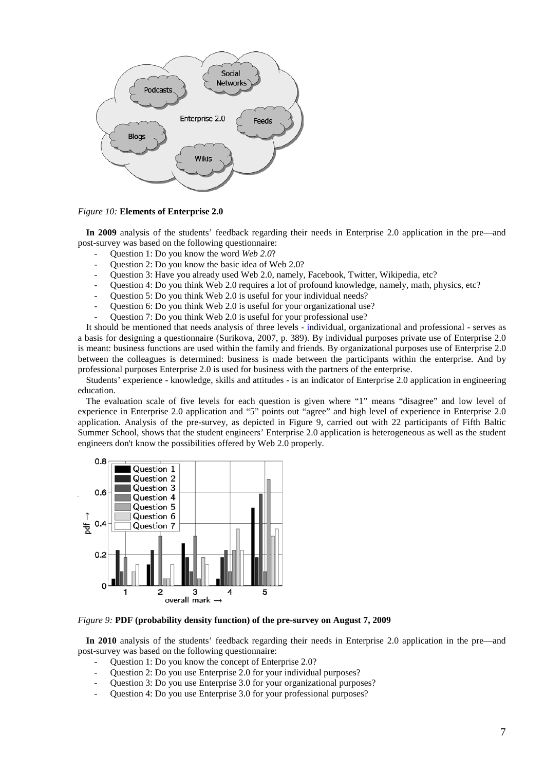*Figure 10:* **Elements of Enterprise 2.0**

**In 2009** analysis of the students' feedback regarding their needs in Enterprise 2.0 application in the pre—and post-survey was based on the following questionnaire:

- Question 1: Do you know the word *Web 2.0*?
- Question 2: Do you know the basic idea of Web 2.0?
- Question 3: Have you already used Web 2.0, namely, Facebook, Twitter, Wikipedia, etc?
- Question 4: Do you think Web 2.0 requires a lot of profound knowledge, namely, math, physics, etc?
- Question 5: Do you think Web 2.0 is useful for your individual needs?
- Question 6: Do you think Web 2.0 is useful for your organizational use?
- Question 7: Do you think Web 2.0 is useful for your professional use?

It should be mentioned that needs analysis of three levels - individual, organizational and professional - serves as a basis for designing a questionnaire (Surikova, 2007, p. 389). By individual purposes private use of Enterprise 2.0 is meant: business functions are used within the family and friends. By organizational purposes use of Enterprise 2.0 between the colleagues is determined: business is made between the participants within the enterprise. And by professional purposes Enterprise 2.0 is used for business with the partners of the enterprise.

Students' experience - knowledge, skills and attitudes - is an indicator of Enterprise 2.0 application in engineering education.

The evaluation scale of five levels for each question is given where "1" means "disagree" and low level of experience in Enterprise 2.0 application and "5" points out "agree" and high level of experience in Enterprise 2.0 application. Analysis of the pre-survey, as depicted in Figure 9, carried out with 22 participants of Fifth Baltic Summer School, shows that the student engineers' Enterprise 2.0 application is heterogeneous as well as the student engineers don't know the possibilities offered by Web 2.0 properly.

*Figure 9:* **PDF (probability density function) of the pre-survey on August 7, 2009**

**In 2010** analysis of the students' feedback regarding their needs in Enterprise 2.0 application in the pre—and post-survey was based on the following questionnaire:

- Question 1: Do you know the concept of Enterprise 2.0?
- Question 2: Do you use Enterprise 2.0 for your individual purposes?
- Question 3: Do you use Enterprise 3.0 for your organizational purposes?
- Question 4: Do you use Enterprise 3.0 for your professional purposes?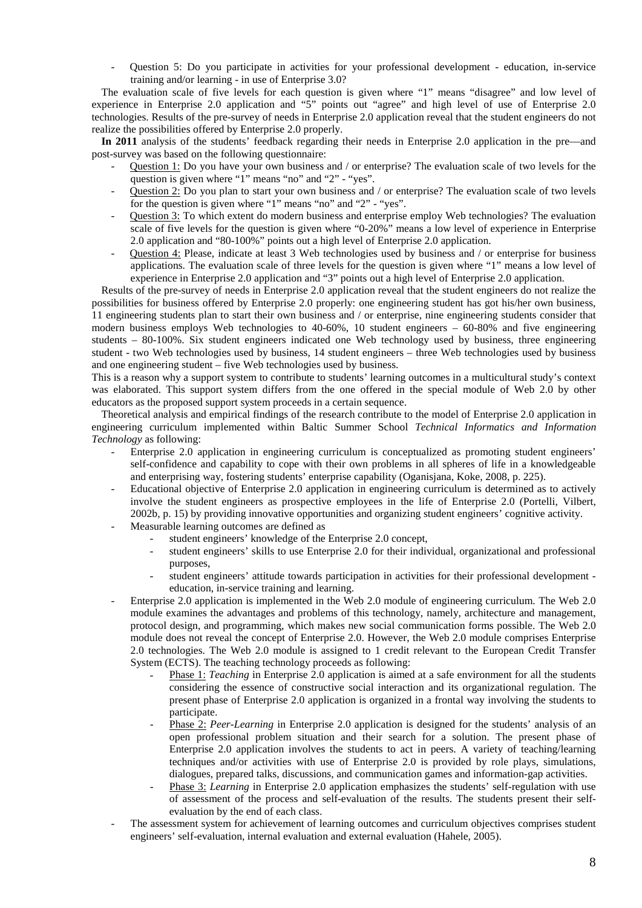- Question 5: Do you participate in activities for your professional development - education, in-service training and/or learning - in use of Enterprise 3.0?

The evaluation scale of five levels for each question is given where "1" means "disagree" and low level of experience in Enterprise 2.0 application and "5" points out "agree" and high level of use of Enterprise 2.0 technologies. Results of the pre-survey of needs in Enterprise 2.0 application reveal that the student engineers do not realize the possibilities offered by Enterprise 2.0 properly.

**In 2011** analysis of the students' feedback regarding their needs in Enterprise 2.0 application in the pre—and post-survey was based on the following questionnaire:

- Question 1: Do you have your own business and / or enterprise? The evaluation scale of two levels for the question is given where "1" means "no" and "2" - "yes".
- Question 2: Do you plan to start your own business and / or enterprise? The evaluation scale of two levels for the question is given where "1" means "no" and "2" - "yes".
- Question 3: To which extent do modern business and enterprise employ Web technologies? The evaluation scale of five levels for the question is given where "0-20%" means a low level of experience in Enterprise 2.0 application and "80-100%" points out a high level of Enterprise 2.0 application.
- Question 4: Please, indicate at least 3 Web technologies used by business and / or enterprise for business applications. The evaluation scale of three levels for the question is given where "1" means a low level of experience in Enterprise 2.0 application and "3" points out a high level of Enterprise 2.0 application.

Results of the pre-survey of needs in Enterprise 2.0 application reveal that the student engineers do not realize the possibilities for business offered by Enterprise 2.0 properly: one engineering student has got his/her own business, 11 engineering students plan to start their own business and / or enterprise, nine engineering students consider that modern business employs Web technologies to 40-60%, 10 student engineers – 60-80% and five engineering students – 80-100%. Six student engineers indicated one Web technology used by business, three engineering student - two Web technologies used by business, 14 student engineers – three Web technologies used by business and one engineering student – five Web technologies used by business.

This is a reason why a support system to contribute to students' learning outcomes in a multicultural study's context was elaborated. This support system differs from the one offered in the special module of Web 2.0 by other educators as the proposed support system proceeds in a certain sequence.

Theoretical analysis and empirical findings of the research contribute to the model of Enterprise 2.0 application in engineering curriculum implemented within Baltic Summer School *Technical Informatics and Information Technology* as following:

- Enterprise 2.0 application in engineering curriculum is conceptualized as promoting student engineers' self-confidence and capability to cope with their own problems in all spheres of life in a knowledgeable and enterprising way, fostering students' enterprise capability (Oganisjana, Koke, 2008, p. 225).
- Educational objective of Enterprise 2.0 application in engineering curriculum is determined as to actively involve the student engineers as prospective employees in the life of Enterprise 2.0 (Portelli, Vilbert, 2002b, p. 15) by providing innovative opportunities and organizing student engineers' cognitive activity.
- Measurable learning outcomes are defined as
  - student engineers' knowledge of the Enterprise 2.0 concept,
  - student engineers' skills to use Enterprise 2.0 for their individual, organizational and professional purposes,
  - student engineers' attitude towards participation in activities for their professional development - education, in-service training and learning.
- Enterprise 2.0 application is implemented in the Web 2.0 module of engineering curriculum. The Web 2.0 module examines the advantages and problems of this technology, namely, architecture and management, protocol design, and programming, which makes new social communication forms possible. The Web 2.0 module does not reveal the concept of Enterprise 2.0. However, the Web 2.0 module comprises Enterprise 2.0 technologies. The Web 2.0 module is assigned to 1 credit relevant to the European Credit Transfer System (ECTS). The teaching technology proceeds as following:
  - Phase 1: *Teaching* in Enterprise 2.0 application is aimed at a safe environment for all the students considering the essence of constructive social interaction and its organizational regulation. The present phase of Enterprise 2.0 application is organized in a frontal way involving the students to participate.
  - Phase 2: *Peer-Learning* in Enterprise 2.0 application is designed for the students' analysis of an open professional problem situation and their search for a solution. The present phase of Enterprise 2.0 application involves the students to act in peers. A variety of teaching/learning techniques and/or activities with use of Enterprise 2.0 is provided by role plays, simulations, dialogues, prepared talks, discussions, and communication games and information-gap activities.
  - Phase 3: *Learning* in Enterprise 2.0 application emphasizes the students' self-regulation with use of assessment of the process and self-evaluation of the results. The students present their self-evaluation by the end of each class.
- The assessment system for achievement of learning outcomes and curriculum objectives comprises student engineers' self-evaluation, internal evaluation and external evaluation (Hahele, 2005).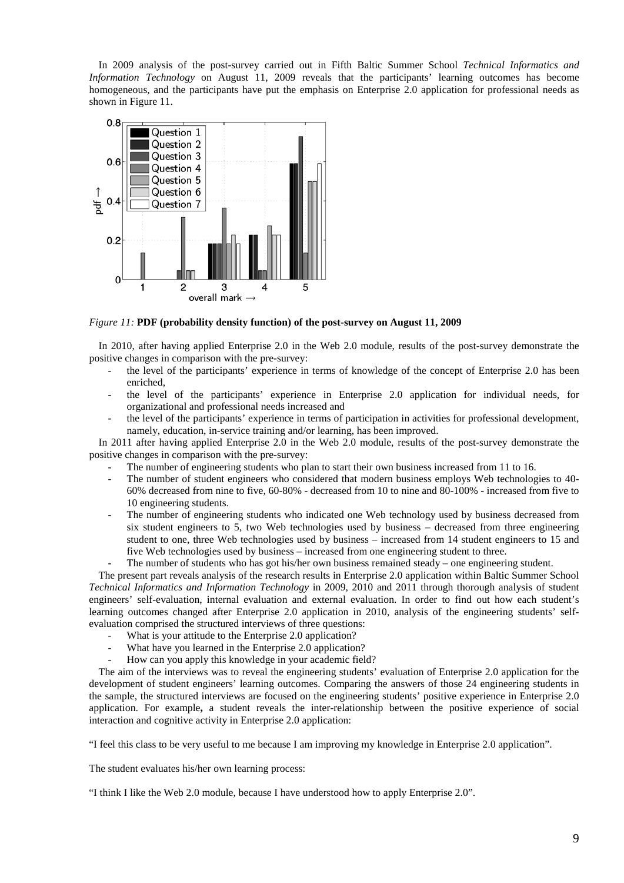In 2009 analysis of the post-survey carried out in Fifth Baltic Summer School *Technical Informatics and Information Technology* on August 11, 2009 reveals that the participants' learning outcomes has become homogeneous, and the participants have put the emphasis on Enterprise 2.0 application for professional needs as shown in Figure 11.

*Figure 11:* **PDF (probability density function) of the post-survey on August 11, 2009**

In 2010, after having applied Enterprise 2.0 in the Web 2.0 module, results of the post-survey demonstrate the positive changes in comparison with the pre-survey:

- the level of the participants' experience in terms of knowledge of the concept of Enterprise 2.0 has been enriched,
- the level of the participants' experience in Enterprise 2.0 application for individual needs, for organizational and professional needs increased and
- the level of the participants' experience in terms of participation in activities for professional development, namely, education, in-service training and/or learning, has been improved.

In 2011 after having applied Enterprise 2.0 in the Web 2.0 module, results of the post-survey demonstrate the positive changes in comparison with the pre-survey:

- The number of engineering students who plan to start their own business increased from 11 to 16.
- The number of student engineers who considered that modern business employs Web technologies to 40-60% decreased from nine to five, 60-80% - decreased from 10 to nine and 80-100% - increased from five to 10 engineering students.
- The number of engineering students who indicated one Web technology used by business decreased from six student engineers to 5, two Web technologies used by business – decreased from three engineering student to one, three Web technologies used by business – increased from 14 student engineers to 15 and five Web technologies used by business – increased from one engineering student to three.
- The number of students who has got his/her own business remained steady – one engineering student.

The present part reveals analysis of the research results in Enterprise 2.0 application within Baltic Summer School *Technical Informatics and Information Technology* in 2009, 2010 and 2011 through thorough analysis of student engineers' self-evaluation, internal evaluation and external evaluation. In order to find out how each student's learning outcomes changed after Enterprise 2.0 application in 2010, analysis of the engineering students' self-evaluation comprised the structured interviews of three questions:

- What is your attitude to the Enterprise 2.0 application?
- What have you learned in the Enterprise 2.0 application?
- How can you apply this knowledge in your academic field?

The aim of the interviews was to reveal the engineering students' evaluation of Enterprise 2.0 application for the development of student engineers' learning outcomes. Comparing the answers of those 24 engineering students in the sample, the structured interviews are focused on the engineering students' positive experience in Enterprise 2.0 application. For example**,** a student reveals the inter-relationship between the positive experience of social interaction and cognitive activity in Enterprise 2.0 application:

"I feel this class to be very useful to me because I am improving my knowledge in Enterprise 2.0 application".

The student evaluates his/her own learning process:

"I think I like the Web 2.0 module, because I have understood how to apply Enterprise 2.0".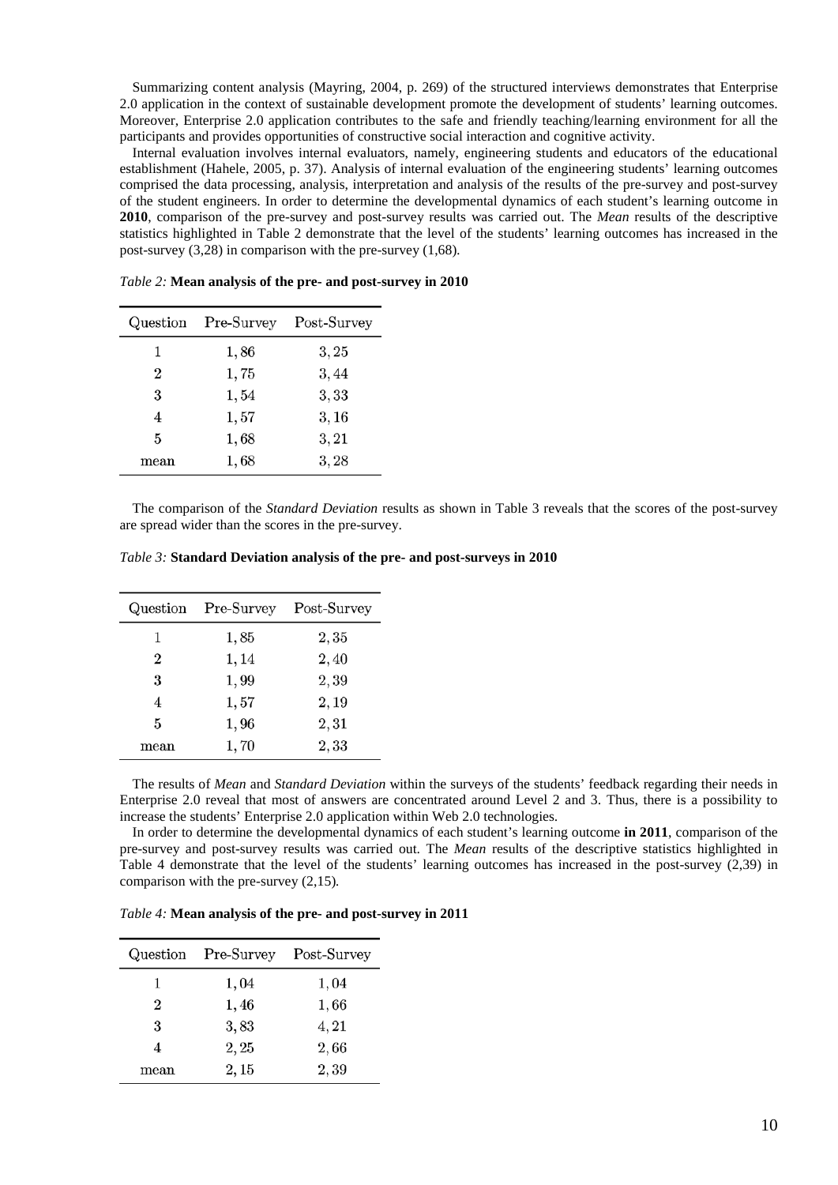Summarizing content analysis (Mayring, 2004, p. 269) of the structured interviews demonstrates that Enterprise 2.0 application in the context of sustainable development promote the development of students' learning outcomes. Moreover, Enterprise 2.0 application contributes to the safe and friendly teaching/learning environment for all the participants and provides opportunities of constructive social interaction and cognitive activity.

Internal evaluation involves internal evaluators, namely, engineering students and educators of the educational establishment (Hahele, 2005, p. 37). Analysis of internal evaluation of the engineering students' learning outcomes comprised the data processing, analysis, interpretation and analysis of the results of the pre-survey and post-survey of the student engineers. In order to determine the developmental dynamics of each student's learning outcome in **2010**, comparison of the pre-survey and post-survey results was carried out. The *Mean* results of the descriptive statistics highlighted in Table 2 demonstrate that the level of the students' learning outcomes has increased in the post-survey (3,28) in comparison with the pre-survey (1,68).

*Table 2:* **Mean analysis of the pre- and post-survey in 2010**

| Question | Pre-Survey | Post-Survey |
|---|---|---|
| 1 | 1,86 | 3,25 |
| 2 | 1,75 | 3,44 |
| 3 | 1,54 | 3,33 |
| 4 | 1,57 | 3,16 |
| 5 | 1,68 | 3,21 |
| mean | 1,68 | 3,28 |

The comparison of the *Standard Deviation* results as shown in Table 3 reveals that the scores of the post-survey are spread wider than the scores in the pre-survey.

*Table 3:* **Standard Deviation analysis of the pre- and post-surveys in 2010**

| Question | Pre-Survey | Post-Survey |
|---|---|---|
| 1 | 1,85 | 2,35 |
| 2 | 1,14 | 2,40 |
| 3 | 1,99 | 2,39 |
| 4 | 1,57 | 2,19 |
| 5 | 1,96 | 2,31 |
| mean | 1,70 | 2,33 |

The results of *Mean* and *Standard Deviation* within the surveys of the students' feedback regarding their needs in Enterprise 2.0 reveal that most of answers are concentrated around Level 2 and 3. Thus, there is a possibility to increase the students' Enterprise 2.0 application within Web 2.0 technologies.

In order to determine the developmental dynamics of each student's learning outcome **in 2011**, comparison of the pre-survey and post-survey results was carried out. The *Mean* results of the descriptive statistics highlighted in Table 4 demonstrate that the level of the students' learning outcomes has increased in the post-survey (2,39) in comparison with the pre-survey (2,15).

*Table 4:* **Mean analysis of the pre- and post-survey in 2011**

| Question | Pre-Survey | Post-Survey |
|---|---|---|
| 1 | 1,04 | 1,04 |
| 2 | 1,46 | 1,66 |
| 3 | 3,83 | 4,21 |
| 4 | 2,25 | 2,66 |
| mean | 2,15 | 2,39 |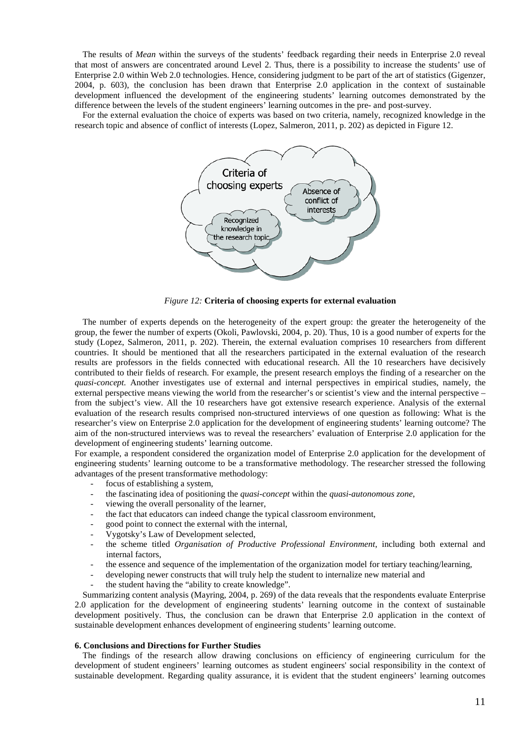The results of *Mean* within the surveys of the students' feedback regarding their needs in Enterprise 2.0 reveal that most of answers are concentrated around Level 2. Thus, there is a possibility to increase the students' use of Enterprise 2.0 within Web 2.0 technologies. Hence, considering judgment to be part of the art of statistics (Gigenzer, 2004, p. 603), the conclusion has been drawn that Enterprise 2.0 application in the context of sustainable development influenced the development of the engineering students' learning outcomes demonstrated by the difference between the levels of the student engineers' learning outcomes in the pre- and post-survey.

For the external evaluation the choice of experts was based on two criteria, namely, recognized knowledge in the research topic and absence of conflict of interests (Lopez, Salmeron, 2011, p. 202) as depicted in Figure 12.

Criteria of choosing experts

Absence of conflict of interests

Recognized knowledge in the research topic

*Figure 12:* **Criteria of choosing experts for external evaluation**

The number of experts depends on the heterogeneity of the expert group: the greater the heterogeneity of the group, the fewer the number of experts (Okoli, Pawlovski, 2004, p. 20). Thus, 10 is a good number of experts for the study (Lopez, Salmeron, 2011, p. 202). Therein, the external evaluation comprises 10 researchers from different countries. It should be mentioned that all the researchers participated in the external evaluation of the research results are professors in the fields connected with educational research. All the 10 researchers have decisively contributed to their fields of research. For example, the present research employs the finding of a researcher on the *quasi-concept*. Another investigates use of external and internal perspectives in empirical studies, namely, the external perspective means viewing the world from the researcher's or scientist's view and the internal perspective – from the subject's view. All the 10 researchers have got extensive research experience. Analysis of the external evaluation of the research results comprised non-structured interviews of one question as following: What is the researcher's view on Enterprise 2.0 application for the development of engineering students' learning outcome? The aim of the non-structured interviews was to reveal the researchers' evaluation of Enterprise 2.0 application for the development of engineering students' learning outcome.

For example, a respondent considered the organization model of Enterprise 2.0 application for the development of engineering students' learning outcome to be a transformative methodology. The researcher stressed the following advantages of the present transformative methodology:

- focus of establishing a system,
- the fascinating idea of positioning the *quasi-concept* within the *quasi-autonomous zone*,
- viewing the overall personality of the learner,
- the fact that educators can indeed change the typical classroom environment,
- good point to connect the external with the internal,
- Vygotsky's Law of Development selected,
- the scheme titled *Organisation of Productive Professional Environment*, including both external and internal factors,
- the essence and sequence of the implementation of the organization model for tertiary teaching/learning,
- developing newer constructs that will truly help the student to internalize new material and
- the student having the "ability to create knowledge".

Summarizing content analysis (Mayring, 2004, p. 269) of the data reveals that the respondents evaluate Enterprise 2.0 application for the development of engineering students' learning outcome in the context of sustainable development positively. Thus, the conclusion can be drawn that Enterprise 2.0 application in the context of sustainable development enhances development of engineering students' learning outcome.

## 6. Conclusions and Directions for Further Studies

The findings of the research allow drawing conclusions on efficiency of engineering curriculum for the development of student engineers' learning outcomes as student engineers' social responsibility in the context of sustainable development. Regarding quality assurance, it is evident that the student engineers' learning outcomes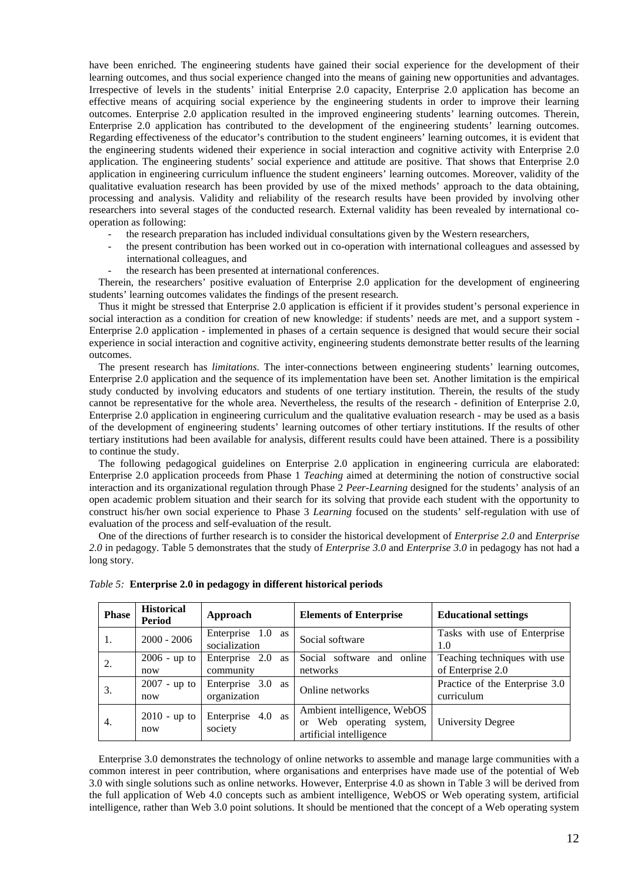have been enriched. The engineering students have gained their social experience for the development of their learning outcomes, and thus social experience changed into the means of gaining new opportunities and advantages. Irrespective of levels in the students' initial Enterprise 2.0 capacity, Enterprise 2.0 application has become an effective means of acquiring social experience by the engineering students in order to improve their learning outcomes. Enterprise 2.0 application resulted in the improved engineering students' learning outcomes. Therein, Enterprise 2.0 application has contributed to the development of the engineering students' learning outcomes. Regarding effectiveness of the educator's contribution to the student engineers' learning outcomes, it is evident that the engineering students widened their experience in social interaction and cognitive activity with Enterprise 2.0 application. The engineering students' social experience and attitude are positive. That shows that Enterprise 2.0 application in engineering curriculum influence the student engineers' learning outcomes. Moreover, validity of the qualitative evaluation research has been provided by use of the mixed methods' approach to the data obtaining, processing and analysis. Validity and reliability of the research results have been provided by involving other researchers into several stages of the conducted research. External validity has been revealed by international co-operation as following:

- the research preparation has included individual consultations given by the Western researchers,
- the present contribution has been worked out in co-operation with international colleagues and assessed by international colleagues, and
- the research has been presented at international conferences.

Therein, the researchers' positive evaluation of Enterprise 2.0 application for the development of engineering students' learning outcomes validates the findings of the present research.

Thus it might be stressed that Enterprise 2.0 application is efficient if it provides student's personal experience in social interaction as a condition for creation of new knowledge: if students' needs are met, and a support system - Enterprise 2.0 application - implemented in phases of a certain sequence is designed that would secure their social experience in social interaction and cognitive activity, engineering students demonstrate better results of the learning outcomes.

The present research has *limitations*. The inter-connections between engineering students' learning outcomes, Enterprise 2.0 application and the sequence of its implementation have been set. Another limitation is the empirical study conducted by involving educators and students of one tertiary institution. Therein, the results of the study cannot be representative for the whole area. Nevertheless, the results of the research - definition of Enterprise 2.0, Enterprise 2.0 application in engineering curriculum and the qualitative evaluation research - may be used as a basis of the development of engineering students' learning outcomes of other tertiary institutions. If the results of other tertiary institutions had been available for analysis, different results could have been attained. There is a possibility to continue the study.

The following pedagogical guidelines on Enterprise 2.0 application in engineering curricula are elaborated: Enterprise 2.0 application proceeds from Phase 1 *Teaching* aimed at determining the notion of constructive social interaction and its organizational regulation through Phase 2 *Peer-Learning* designed for the students' analysis of an open academic problem situation and their search for its solving that provide each student with the opportunity to construct his/her own social experience to Phase 3 *Learning* focused on the students' self-regulation with use of evaluation of the process and self-evaluation of the result.

One of the directions of further research is to consider the historical development of *Enterprise 2.0* and *Enterprise 2.0* in pedagogy. Table 5 demonstrates that the study of *Enterprise 3.0* and *Enterprise 3.0* in pedagogy has not had a long story.

*Table 5:* **Enterprise 2.0 in pedagogy in different historical periods**

| Phase | Historical Period | Approach | Elements of Enterprise | Educational settings |
|---|---|---|---|---|
| 1. | 2000 - 2006 | Enterprise 1.0 as socialization | Social software | Tasks with use of Enterprise 1.0 |
| 2. | 2006 - up to now | Enterprise 2.0 as community | Social software and online networks | Teaching techniques with use of Enterprise 2.0 |
| 3. | 2007 - up to now | Enterprise 3.0 as organization | Online networks | Practice of the Enterprise 3.0 curriculum |
| 4. | 2010 - up to now | Enterprise 4.0 as society | Ambient intelligence, WebOS or Web operating system, artificial intelligence | University Degree |

Enterprise 3.0 demonstrates the technology of online networks to assemble and manage large communities with a common interest in peer contribution, where organisations and enterprises have made use of the potential of Web 3.0 with single solutions such as online networks. However, Enterprise 4.0 as shown in Table 3 will be derived from the full application of Web 4.0 concepts such as ambient intelligence, WebOS or Web operating system, artificial intelligence, rather than Web 3.0 point solutions. It should be mentioned that the concept of a Web operating system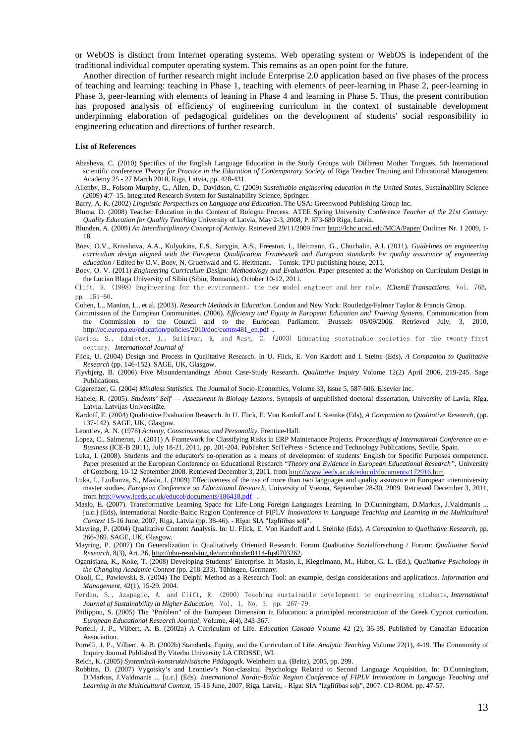or WebOS is distinct from Internet operating systems. Web operating system or WebOS is independent of the traditional individual computer operating system. This remains as an open point for the future.

Another direction of further research might include Enterprise 2.0 application based on five phases of the process of teaching and learning: teaching in Phase 1, teaching with elements of peer-learning in Phase 2, peer-learning in Phase 3, peer-learning with elements of leaning in Phase 4 and learning in Phase 5. Thus, the present contribution has proposed analysis of efficiency of engineering curriculum in the context of sustainable development underpinning elaboration of pedagogical guidelines on the development of students' social responsibility in engineering education and directions of further research.

#### List of References

Abasheva, C. (2010) Specifics of the English Language Education in the Study Groups with Different Mother Tongues. 5th International scientific conference *Theory for Practice in the Education of Contemporary Society* of Riga Teacher Training and Educational Management Academy 25 - 27 March 2010, Riga, Latvia, pp. 428-431.

Allenby, B., Folsom Murphy, C., Allen, D., Davidson, C. (2009) *Sustainable engineering education in the United States*, Sustainability Science (2009) 4:7–15, Integrated Research System for Sustainability Science, Springer.

Barry, A. K. (2002) *Linguistic Perspectives on Language and Education*. The USA: Greenwood Publishing Group Inc.

Bluma, D. (2008) Teacher Education in the Context of Bologna Process. ATEE Spring University Conference *Teacher of the 21st Century: Quality Education for Quality Teaching* University of Latvia, May 2-3, 2008, P. 673-680 Riga, Latvia.

Blunden, A. (2009) *An Interdisciplinary Concept of Activity*. Retrieved 29/11/2009 from http://lchc.ucsd.edu/MCA/Paper/ Outlines Nr. 1 2009, 1-18.

Boev, O.V., Kriushova, A.A., Kulyukina, E.S., Surygin, A.S., Freeston, I., Heitmann, G., Chuchalin, A.I. (2011). *Guidelines on engineering curriculum design aligned with the European Qualification Framework and European standards for quality assurance of engineering education* / Edited by O.V. Boev, N. Gruenwald and G. Heitmann. – Tomsk: TPU publishing house, 2011.

Boev, O. V. (2011) *Engineering Curriculum Design: Methodology and Evaluation.* Paper presented at the Workshop on Curriculum Design in the Lucian Blaga University of Sibiu (Sibiu, Romania), October 10-12, 2011.

Clift, R. (1998) Engineering for the environment: the new model engineer and her role, *IChemE Transactions*, Vol. 76B, pp. 151-60.

Cohen, L., Manion, L., et al. (2003). *Research Methods in Education*. London and New York: Routledge/Falmer Taylor & Francis Group.

Commission of the European Communities. (2006). *Efficiency and Equity in European Education and Training Systems.* Communication from the Commission to the Council and to the European Parliament. Brussels 08/09/2006. Retrieved July, 3, 2010, http://ec.europa.eu/education/policies/2010/doc/comm481_en.pdf .

Davies, S., Edmister, J., Sullivan, K. and West, C. (2003) Educating sustainable societies for the twenty-first century, *International Journal of*

Flick, U. (2004) Design and Process in Qualitative Research. In U. Flick, E. Von Kardoff and I. Steine (Eds), *A Companion to Qualitative Research* (pp. 146-152). SAGE, UK, Glasgow.

Flyvbjerg, B. (2006) Five Misunderstandings About Case-Study Research. *Qualitative Inquiry* Volume 12(2) April 2006, 219-245. Sage Publications.

Gigerenzer, G. (2004) *Mindless Statistics.* The Journal of Socio-Economics, Volume 33, Issue 5, 587-606. Elsevier Inc.

Hahele, R. (2005). *Students' Self' — Assessment in Biology Lessons.* Synopsis of unpublished doctoral dissertation, University of Lavia, Rīga, Latvia: Latvijas Universitāte.

Kardoff, E. (2004) Qualitative Evaluation Research. In U. Flick, E. Von Kardoff and I. Steinke (Eds), *A Companion to Qualitative Research*, (pp. 137-142). SAGE, UK, Glasgow.

Leont'ev, A. N. (1978) *Activity, Consciousness, and Personality*. Prentice-Hall.

Lopez, C., Salmeron, J. (2011) A Framework for Classifying Risks in ERP Maintenance Projects. *Proceedings of International Conference on e-Business* (ICE-B 2011), July 18-21, 2011, pp. 201-204. Publisher: SciTePress - Science and Technology Publications, Seville, Spain.

Luka, I. (2008). Students and the educator's co-operation as a means of development of students' English for Specific Purposes competence. Paper presented at the European Conference on Educational Research "*Theory and Evidence in European Educational Research"*, University of Goteborg, 10-12 September 2008. Retrieved December 3, 2011, from http://www.leeds.ac.uk/educol/documents/172916.htm .

Luka, I., Ludborza, S., Maslo, I. (2009) Effectiveness of the use of more than two languages and quality assurance in European interuniversity master studies. *European Conference on Educational Research*, University of Vienna, September 28-30, 2009. Retrieved December 3, 2011, from http://www.leeds.ac.uk/educol/documents/186418.pdf .

Maslo, E. (2007). Transformative Learning Space for Life-Long Foreign Languages Learning. In D.Cunningham, D.Markus, J.Valdmanis ... [u.c.] (Eds), International Nordic-Baltic Region Conference of FIPLV *Innovations in Language Teaching and Learning in the Multicultural Context* 15-16 June, 2007, Riga, Latvia (pp. 38-46). - Rīga: SIA "Izglītības soļi".

Mayring, P. (2004) Qualitative Content Analysis. In: U. Flick, E. Von Kardoff and I. Steinke (Eds). *A Companion to Qualitative Research*, pp. 266-269. SAGE, UK, Glasgow.

Mayring, P. (2007) On Generalization in Qualitatively Oriented Research. Forum Qualitative Sozialforschung / Forum: *Qualitative Social Research*, 8(3), Art. 26, http://nbn-resolving.de/urn:nbn:de:0114-fqs0703262.

Oganisjana, K., Koke, T. (2008) Developing Students' Enterprise. In Maslo, I., Kiegelmann, M., Huber, G. L. (Ed.), *Qualitative Psychology in the Changing Academic Context (*pp. 218-233). Tübingen, Germany.

Okoli, C., Pawlovski, S. (2004) The Delphi Method as a Research Tool: an example, design considerations and applications. *Information and Management*, 42(1), 15-29. 2004.

Perdan, S., Azapagic, A. and Clift, R. (2000) Teaching sustainable development to engineering students, *International Journal of Sustainability in Higher Education*, Vol. 1, No. 3, pp. 267-79.

Philippou, S. (2005) The "Problem" of the European Dimension in Education: a principled reconstruction of the Greek Cypriot curriculum. *European Educational Research Journal*, Volume, 4(4), 343-367.

Portelli, J. P., Vilbert, A. B. (2002a) A Curriculum of Life. *Education Canada* Volume 42 (2), 36-39. Published by Canadian Education Association.

Portelli, J. P., Vilbert, A. B. (2002b) Standards, Equity, and the Curriculum of Life. *Analytic Teaching* Volume 22(1), 4-19. The Community of Inquiry Journal Published By Viterbo University LA CROSSE, WI.

Reich, K. (2005) *Systemisch-konstruktivistische Pädagogik*. Weinheim u.a. (Beltz), 2005, pp. 299.

Robbins, D. (2007) Vygotsky's and Leontiev's Non-classical Psychology Related to Second Language Acquisition. In: D.Cunningham, D.Markus, J.Valdmanis ... [u.c.] (Eds). *International Nordic-Baltic Region Conference of FIPLV Innovations in Language Teaching and Learning in the Multicultural Context*, 15-16 June, 2007, Riga, Latvia, - Rīga: SIA "Izglītības soļi", 2007. CD-ROM. pp. 47-57.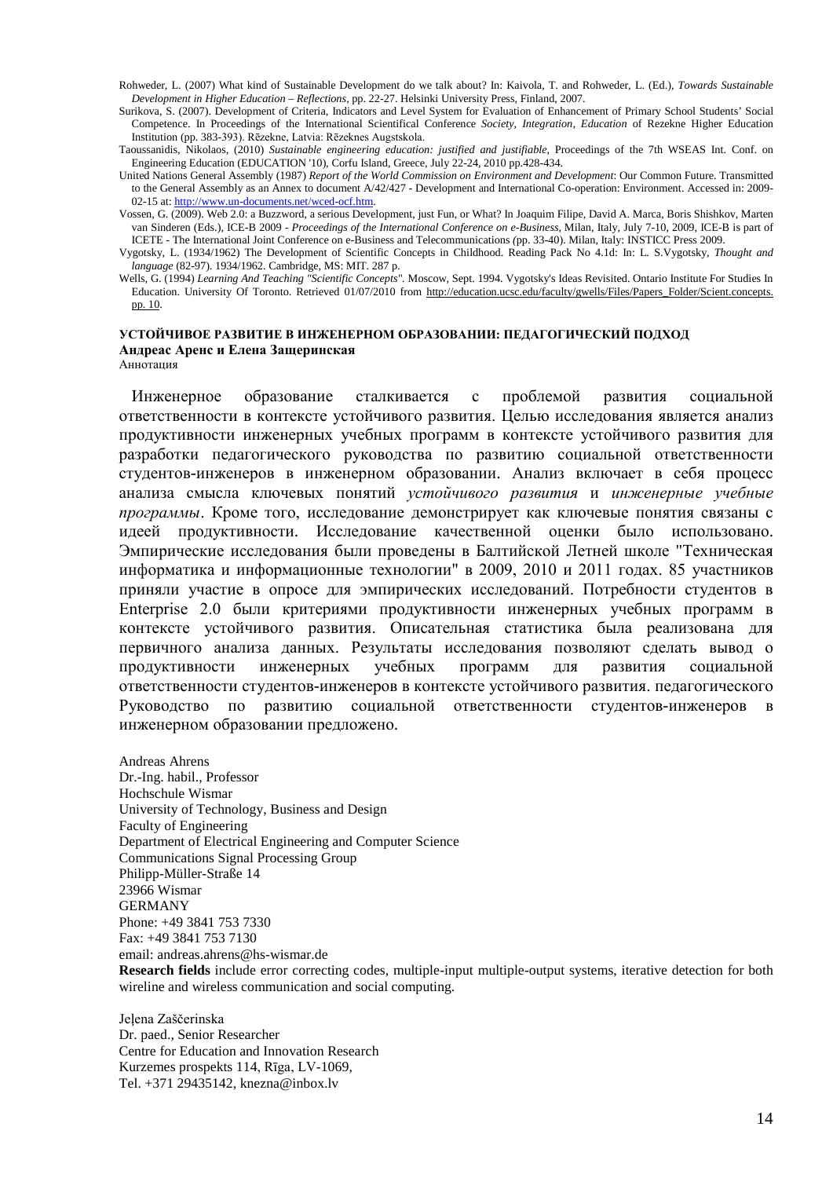Rohweder, L. (2007) What kind of Sustainable Development do we talk about? In: Kaivola, T. and Rohweder, L. (Ed.), *Towards Sustainable Development in Higher Education – Reflections*, pp. 22-27. Helsinki University Press, Finland, 2007.

Surikova, S. (2007). Development of Criteria, Indicators and Level System for Evaluation of Enhancement of Primary School Students' Social Competence. In Proceedings of the International Scientifical Conference *Society, Integration, Education* of Rezekne Higher Education Institution (pp. 383-393). Rēzekne, Latvia: Rēzeknes Augstskola.

Taoussanidis, Nikolaos, (2010) *Sustainable engineering education: justified and justifiable*, Proceedings of the 7th WSEAS Int. Conf. on Engineering Education (EDUCATION '10), Corfu Island, Greece, July 22-24, 2010 pp.428-434.

United Nations General Assembly (1987) *Report of the World Commission on Environment and Development*: Our Common Future. Transmitted to the General Assembly as an Annex to document A/42/427 - Development and International Co-operation: Environment. Accessed in: 2009-02-15 at: http://www.un-documents.net/wced-ocf.htm.

Vossen, G. (2009). Web 2.0: a Buzzword, a serious Development, just Fun, or What? In Joaquim Filipe, David A. Marca, Boris Shishkov, Marten van Sinderen (Eds.), ICE-B 2009 - *Proceedings of the International Conference on e-Business*, Milan, Italy, July 7-10, 2009, ICE-B is part of ICETE - The International Joint Conference on e-Business and Telecommunications *(*pp. 33-40). Milan, Italy: INSTICC Press 2009.

Vygotsky, L. (1934/1962) The Development of Scientific Concepts in Childhood. Reading Pack No 4.1d: In: L. S.Vygotsky, *Thought and language* (82-97). 1934/1962. Cambridge, MS: MIT. 287 p.

Wells, G. (1994) *Learning And Teaching "Scientific Concepts"*. Moscow, Sept. 1994. Vygotsky's Ideas Revisited. Ontario Institute For Studies In Education. University Of Toronto. Retrieved 01/07/2010 from http://education.ucsc.edu/faculty/gwells/Files/Papers_Folder/Scient.concepts. pp. 10.

**УСТОЙЧИВОЕ РАЗВИТИЕ В ИНЖЕНЕРНОМ ОБРАЗОВАНИИ: ПЕДАГОГИЧЕСКИЙ ПОДХОД**
**Андреас Аренс и Елена Защеринская**
Аннотация

Инженерное образование сталкивается с проблемой развития социальной ответственности в контексте устойчивого развития. Целью исследования является анализ продуктивности инженерных учебных программ в контексте устойчивого развития для разработки педагогического руководства по развитию социальной ответственности студентов-инженеров в инженерном образовании. Анализ включает в себя процесс анализа смысла ключевых понятий *устойчивого развития* и *инженерные учебные программы*. Кроме того, исследование демонстрирует как ключевые понятия связаны с идеей продуктивности. Исследование качественной оценки было использовано. Эмпирические исследования были проведены в Балтийской Летней школе "Техническая информатика и информационные технологии" в 2009, 2010 и 2011 годах. 85 участников приняли участие в опросе для эмпирических исследований. Потребности студентов в Enterprise 2.0 были критериями продуктивности инженерных учебных программ в контексте устойчивого развития. Описательная статистика была реализована для первичного анализа данных. Результаты исследования позволяют сделать вывод о продуктивности инженерных учебных программ для развития социальной ответственности студентов-инженеров в контексте устойчивого развития. педагогического Руководство по развитию социальной ответственности студентов-инженеров в инженерном образовании предложено.

Andreas Ahrens
Dr.-Ing. habil., Professor
Hochschule Wismar
University of Technology, Business and Design
Faculty of Engineering
Department of Electrical Engineering and Computer Science
Communications Signal Processing Group
Philipp-Müller-Straße 14
23966 Wismar
GERMANY
Phone: +49 3841 753 7330
Fax: +49 3841 753 7130
email: andreas.ahrens@hs-wismar.de
**Research fields** include error correcting codes, multiple-input multiple-output systems, iterative detection for both wireline and wireless communication and social computing.

Jeļena Zaščerinska
Dr. paed., Senior Researcher
Centre for Education and Innovation Research
Kurzemes prospekts 114, Rīga, LV-1069,
Tel. +371 29435142, knezna@inbox.lv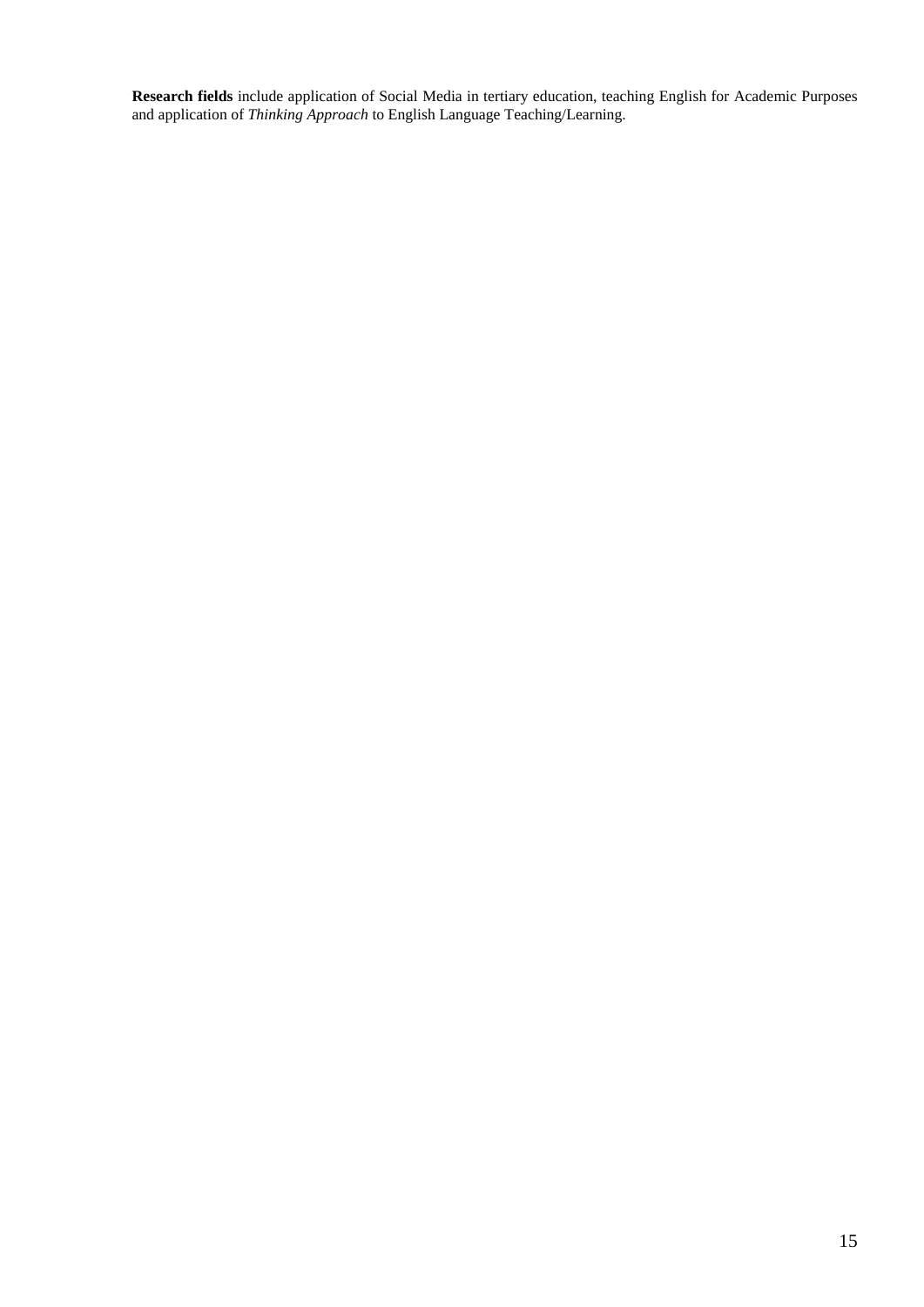**Research fields** include application of Social Media in tertiary education, teaching English for Academic Purposes and application of *Thinking Approach* to English Language Teaching/Learning.